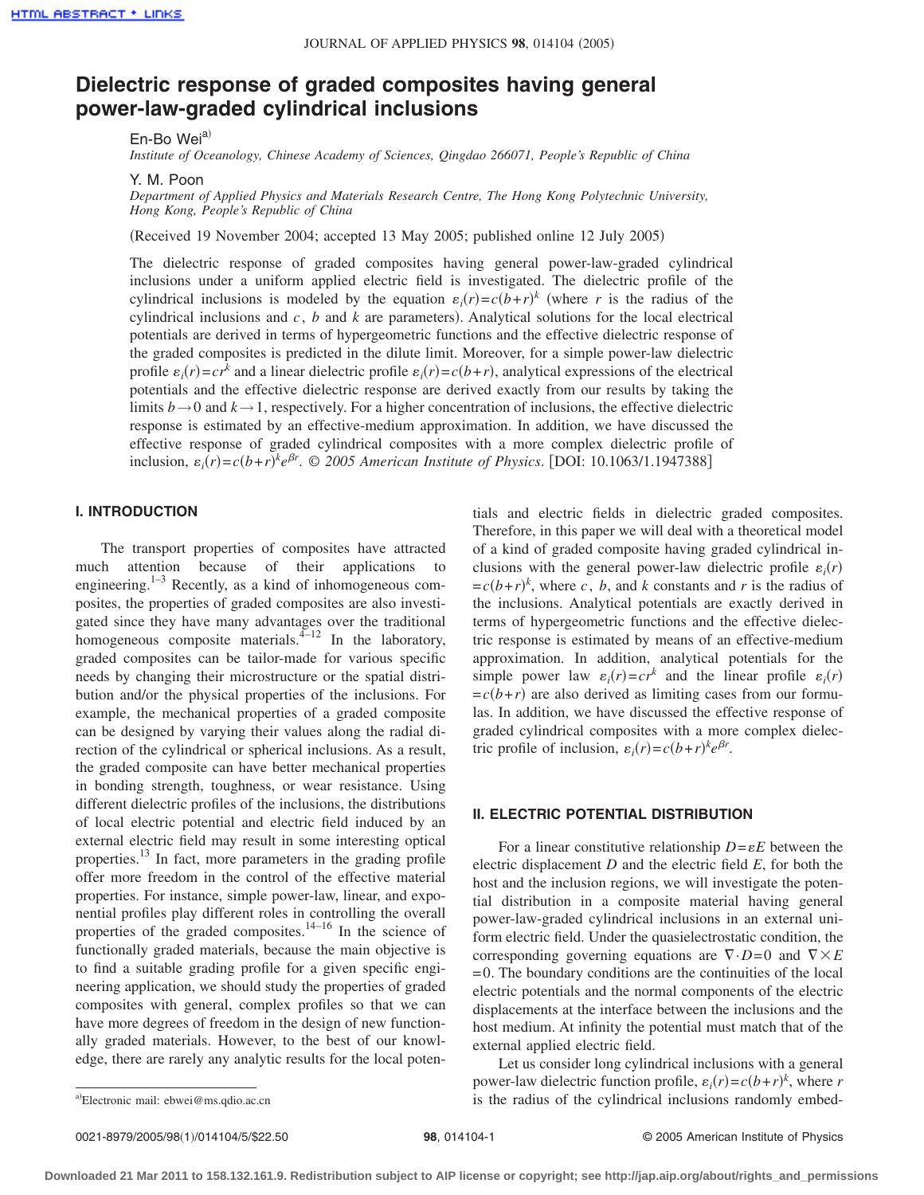# Dielectric response of graded composites having general power-law-graded cylindrical inclusions

En-Bo Wei[a)]

*Institute of Oceanology, Chinese Academy of Sciences, Qingdao 266071, People's Republic of China*

Y. M. Poon

*Department of Applied Physics and Materials Research Centre, The Hong Kong Polytechnic University, Hong Kong, People's Republic of China*

(Received 19 November 2004; accepted 13 May 2005; published online 12 July 2005)

The dielectric response of graded composites having general power-law-graded cylindrical inclusions under a uniform applied electric field is investigated. The dielectric profile of the cylindrical inclusions is modeled by the equation $\varepsilon_i(r)=c(b+r)^k$ (where $r$ is the radius of the cylindrical inclusions and $c$, $b$ and $k$ are parameters). Analytical solutions for the local electrical potentials are derived in terms of hypergeometric functions and the effective dielectric response of the graded composites is predicted in the dilute limit. Moreover, for a simple power-law dielectric profile $\varepsilon_i(r)=cr^k$ and a linear dielectric profile $\varepsilon_i(r)=c(b+r)$, analytical expressions of the electrical potentials and the effective dielectric response are derived exactly from our results by taking the limits $b\to 0$ and $k\to 1$, respectively. For a higher concentration of inclusions, the effective dielectric response is estimated by an effective-medium approximation. In addition, we have discussed the effective response of graded cylindrical composites with a more complex dielectric profile of inclusion, $\varepsilon_i(r)=c(b+r)^k e^{\beta r}$. *© 2005 American Institute of Physics*. [DOI: 10.1063/1.1947388]

## I. INTRODUCTION

The transport properties of composites have attracted much attention because of their applications to engineering.[1–3] Recently, as a kind of inhomogeneous composites, the properties of graded composites are also investigated since they have many advantages over the traditional homogeneous composite materials.[4–12] In the laboratory, graded composites can be tailor-made for various specific needs by changing their microstructure or the spatial distribution and/or the physical properties of the inclusions. For example, the mechanical properties of a graded composite can be designed by varying their values along the radial direction of the cylindrical or spherical inclusions. As a result, the graded composite can have better mechanical properties in bonding strength, toughness, or wear resistance. Using different dielectric profiles of the inclusions, the distributions of local electric potential and electric field induced by an external electric field may result in some interesting optical properties.[13] In fact, more parameters in the grading profile offer more freedom in the control of the effective material properties. For instance, simple power-law, linear, and exponential profiles play different roles in controlling the overall properties of the graded composites.[14–16] In the science of functionally graded materials, because the main objective is to find a suitable grading profile for a given specific engineering application, we should study the properties of graded composites with general, complex profiles so that we can have more degrees of freedom in the design of new functionally graded materials. However, to the best of our knowledge, there are rarely any analytic results for the local potentials and electric fields in dielectric graded composites. Therefore, in this paper we will deal with a theoretical model of a kind of graded composite having graded cylindrical inclusions with the general power-law dielectric profile $\varepsilon_i(r)=c(b+r)^k$, where $c$, $b$, and $k$ constants and $r$ is the radius of the inclusions. Analytical potentials are exactly derived in terms of hypergeometric functions and the effective dielectric response is estimated by means of an effective-medium approximation. In addition, analytical potentials for the simple power law $\varepsilon_i(r)=cr^k$ and the linear profile $\varepsilon_i(r)=c(b+r)$ are also derived as limiting cases from our formulas. In addition, we have discussed the effective response of graded cylindrical composites with a more complex dielectric profile of inclusion, $\varepsilon_i(r)=c(b+r)^k e^{\beta r}$.

## II. ELECTRIC POTENTIAL DISTRIBUTION

For a linear constitutive relationship $D=\varepsilon E$ between the electric displacement $D$ and the electric field $E$, for both the host and the inclusion regions, we will investigate the potential distribution in a composite material having general power-law-graded cylindrical inclusions in an external uniform electric field. Under the quasielectrostatic condition, the corresponding governing equations are $\nabla\cdot D=0$ and $\nabla\times E=0$. The boundary conditions are the continuities of the local electric potentials and the normal components of the electric displacements at the interface between the inclusions and the host medium. At infinity the potential must match that of the external applied electric field.

Let us consider long cylindrical inclusions with a general power-law dielectric function profile, $\varepsilon_i(r)=c(b+r)^k$, where $r$ is the radius of the cylindrical inclusions randomly embed-

[a)]Electronic mail: ebwei@ms.qdio.ac.cn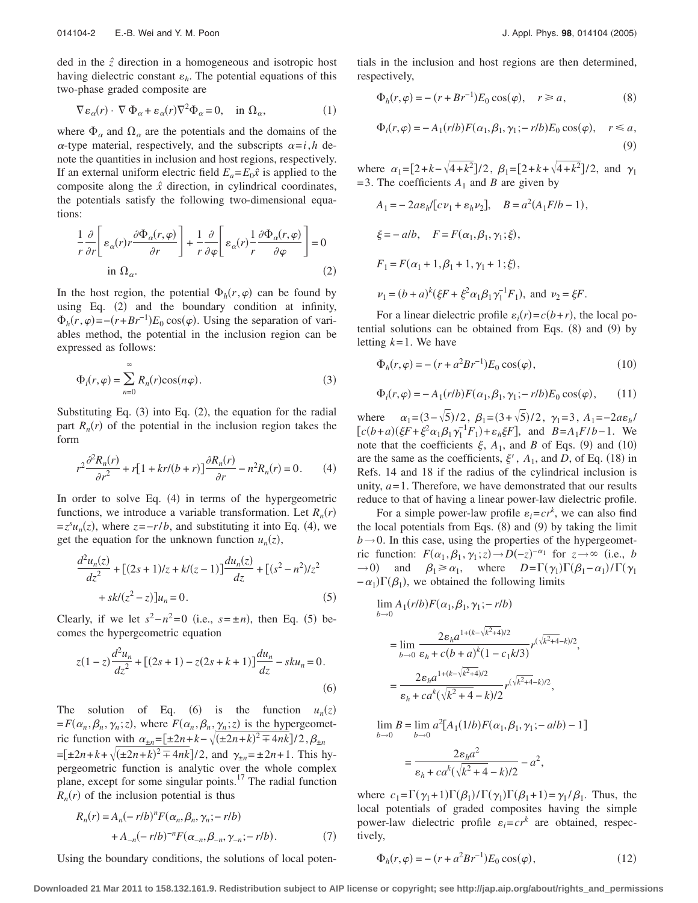ded in the $\hat{z}$ direction in a homogeneous and isotropic host having dielectric constant $\varepsilon_h$. The potential equations of this two-phase graded composite are

$$\nabla \varepsilon_\alpha(r) \cdot \nabla \Phi_\alpha + \varepsilon_\alpha(r) \nabla^2 \Phi_\alpha = 0, \quad \text{in } \Omega_\alpha, \tag{1}$$

where $\Phi_\alpha$ and $\Omega_\alpha$ are the potentials and the domains of the $\alpha$-type material, respectively, and the subscripts $\alpha = i, h$ denote the quantities in inclusion and host regions, respectively. If an external uniform electric field $E_a = E_0 \hat{x}$ is applied to the composite along the $\hat{x}$ direction, in cylindrical coordinates, the potentials satisfy the following two-dimensional equations:

$$\frac{1}{r}\frac{\partial}{\partial r}\left[\varepsilon_\alpha(r) r \frac{\partial \Phi_\alpha(r,\varphi)}{\partial r}\right] + \frac{1}{r}\frac{\partial}{\partial \varphi}\left[\varepsilon_\alpha(r) \frac{1}{r}\frac{\partial \Phi_\alpha(r,\varphi)}{\partial \varphi}\right] = 0 \quad \text{in } \Omega_\alpha. \tag{2}$$

In the host region, the potential $\Phi_h(r,\varphi)$ can be found by using Eq. (2) and the boundary condition at infinity, $\Phi_h(r,\varphi) = -(r + Br^{-1})E_0 \cos(\varphi)$. Using the separation of variables method, the potential in the inclusion region can be expressed as follows:

$$\Phi_i(r,\varphi) = \sum_{n=0}^{\infty} R_n(r) \cos(n\varphi). \tag{3}$$

Substituting Eq. (3) into Eq. (2), the equation for the radial part $R_n(r)$ of the potential in the inclusion region takes the form

$$r^2 \frac{\partial^2 R_n(r)}{\partial r^2} + r[1 + kr/(b+r)] \frac{\partial R_n(r)}{\partial r} - n^2 R_n(r) = 0. \tag{4}$$

In order to solve Eq. (4) in terms of the hypergeometric functions, we introduce a variable transformation. Let $R_n(r) = z^s u_n(z)$, where $z = -r/b$, and substituting it into Eq. (4), we get the equation for the unknown function $u_n(z)$,

$$\frac{d^2 u_n(z)}{dz^2} + [(2s+1)/z + k/(z-1)] \frac{du_n(z)}{dz} + [(s^2 - n^2)/z^2 + sk/(z^2 - z)] u_n = 0. \tag{5}$$

Clearly, if we let $s^2 - n^2 = 0$ (i.e., $s = \pm n$), then Eq. (5) becomes the hypergeometric equation

$$z(1-z) \frac{d^2 u_n}{dz^2} + [(2s+1) - z(2s+k+1)] \frac{du_n}{dz} - sku_n = 0. \tag{6}$$

The solution of Eq. (6) is the function $u_n(z) = F(\alpha_n, \beta_n, \gamma_n; z)$, where $F(\alpha_n, \beta_n, \gamma_n; z)$ is the hypergeometric function with $\alpha_{\pm n} = [\pm 2n + k - \sqrt{(\pm 2n + k)^2 \mp 4nk}]/2$, $\beta_{\pm n} = [\pm 2n + k + \sqrt{(\pm 2n + k)^2 \mp 4nk}]/2$, and $\gamma_{\pm n} = \pm 2n + 1$. This hypergeometric function is analytic over the whole complex plane, except for some singular points.[17] The radial function $R_n(r)$ of the inclusion potential is thus

$$R_n(r) = A_n(-r/b)^n F(\alpha_n, \beta_n, \gamma_n; -r/b) + A_{-n}(-r/b)^{-n} F(\alpha_{-n}, \beta_{-n}, \gamma_{-n}; -r/b). \tag{7}$$

Using the boundary conditions, the solutions of local potentials in the inclusion and host regions are then determined, respectively,

$$\Phi_h(r,\varphi) = -(r + Br^{-1})E_0 \cos(\varphi), \quad r \geq a, \tag{8}$$

$$\Phi_i(r,\varphi) = -A_1(r/b) F(\alpha_1, \beta_1, \gamma_1; -r/b) E_0 \cos(\varphi), \quad r \leq a, \tag{9}$$

where $\alpha_1 = [2 + k - \sqrt{4 + k^2}]/2$, $\beta_1 = [2 + k + \sqrt{4 + k^2}]/2$, and $\gamma_1 = 3$. The coefficients $A_1$ and $B$ are given by

$$A_1 = -2a\varepsilon_h / [c\nu_1 + \varepsilon_h \nu_2], \quad B = a^2(A_1 F/b - 1),$$

$$\xi = -a/b, \quad F = F(\alpha_1, \beta_1, \gamma_1; \xi),$$

$$F_1 = F(\alpha_1 + 1, \beta_1 + 1, \gamma_1 + 1; \xi),$$

$$\nu_1 = (b+a)^k (\xi F + \xi^2 \alpha_1 \beta_1 \gamma_1^{-1} F_1), \text{ and } \nu_2 = \xi F.$$

For a linear dielectric profile $\varepsilon_i(r) = c(b+r)$, the local potential solutions can be obtained from Eqs. (8) and (9) by letting $k=1$. We have

$$\Phi_h(r,\varphi) = -(r + a^2 B r^{-1}) E_0 \cos(\varphi), \tag{10}$$

$$\Phi_i(r,\varphi) = -A_1(r/b) F(\alpha_1, \beta_1, \gamma_1; -r/b) E_0 \cos(\varphi), \tag{11}$$

where $\alpha_1 = (3 - \sqrt{5})/2$, $\beta_1 = (3 + \sqrt{5})/2$, $\gamma_1 = 3$, $A_1 = -2a\varepsilon_h / [c(b+a)(\xi F + \xi^2 \alpha_1 \beta_1 \gamma_1^{-1} F_1) + \varepsilon_h \xi F]$, and $B = A_1 F/b - 1$. We note that the coefficients $\xi$, $A_1$, and $B$ of Eqs. (9) and (10) are the same as the coefficients, $\xi'$, $A_1$, and $D$, of Eq. (18) in Refs. 14 and 18 if the radius of the cylindrical inclusion is unity, $a=1$. Therefore, we have demonstrated that our results reduce to that of having a linear power-law dielectric profile.

For a simple power-law profile $\varepsilon_i = cr^k$, we can also find the local potentials from Eqs. (8) and (9) by taking the limit $b \to 0$. In this case, using the properties of the hypergeometric function: $F(\alpha_1, \beta_1, \gamma_1; z) \to D(-z)^{-\alpha_1}$ for $z \to \infty$ (i.e., $b \to 0$) and $\beta_1 \geq \alpha_1$, where $D = \Gamma(\gamma_1)\Gamma(\beta_1 - \alpha_1)/\Gamma(\gamma_1 - \alpha_1)\Gamma(\beta_1)$, we obtained the following limits

$$\lim_{b \to 0} A_1(r/b) F(\alpha_1, \beta_1, \gamma_1; -r/b) = \lim_{b \to 0} \frac{2\varepsilon_h a^{1 + (k - \sqrt{k^2+4})/2}}{\varepsilon_h + c(b+a)^k (1 - c_1 k/3)} r^{(\sqrt{k^2+4} - k)/2},$$

$$= \frac{2\varepsilon_h a^{1 + (k - \sqrt{k^2+4})/2}}{\varepsilon_h + ca^k(\sqrt{k^2+4} - k)/2} r^{(\sqrt{k^2+4} - k)/2},$$

$$\lim_{b \to 0} B = \lim_{b \to 0} a^2 [A_1(1/b) F(\alpha_1, \beta_1, \gamma_1; -a/b) - 1] = \frac{2\varepsilon_h a^2}{\varepsilon_h + ca^k(\sqrt{k^2+4} - k)/2} - a^2,$$

where $c_1 = \Gamma(\gamma_1 + 1)\Gamma(\beta_1)/\Gamma(\gamma_1)\Gamma(\beta_1 + 1) = \gamma_1/\beta_1$. Thus, the local potentials of graded composites having the simple power-law dielectric profile $\varepsilon_i = cr^k$ are obtained, respectively,

$$\Phi_h(r,\varphi) = -(r + a^2 B r^{-1}) E_0 \cos(\varphi), \tag{12}$$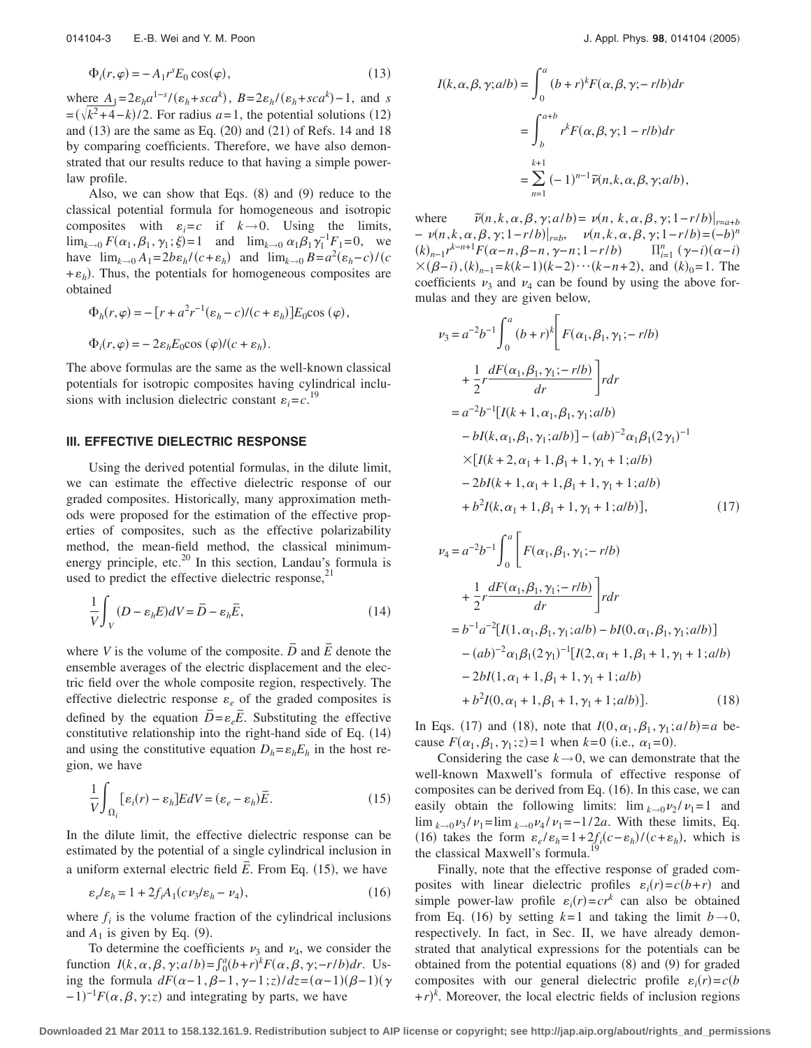$$\Phi_i(r,\varphi) = -A_1 r^s E_0 \cos(\varphi), \tag{13}$$

where $A_1 = 2\varepsilon_h a^{1-s}/(\varepsilon_h + sca^k)$, $B = 2\varepsilon_h/(\varepsilon_h + sca^k) - 1$, and $s = (\sqrt{k^2+4} - k)/2$. For radius $a=1$, the potential solutions (12) and (13) are the same as Eq. (20) and (21) of Refs. 14 and 18 by comparing coefficients. Therefore, we have also demonstrated that our results reduce to that having a simple power-law profile.

Also, we can show that Eqs. (8) and (9) reduce to the classical potential formula for homogeneous and isotropic composites with $\varepsilon_i = c$ if $k \to 0$. Using the limits, $\lim_{k\to 0} F(\alpha_1, \beta_1, \gamma_1; \xi) = 1$ and $\lim_{k\to 0} \alpha_1 \beta_1 \gamma_1^{-1} F_1 = 0$, we have $\lim_{k\to 0} A_1 = 2b\varepsilon_h/(c+\varepsilon_h)$ and $\lim_{k\to 0} B = a^2(\varepsilon_h - c)/(c+\varepsilon_h)$. Thus, the potentials for homogeneous composites are obtained

$$\Phi_h(r,\varphi) = -[r + a^2 r^{-1}(\varepsilon_h - c)/(c+\varepsilon_h)]E_0 \cos(\varphi),$$

$$\Phi_i(r,\varphi) = -2\varepsilon_h E_0 \cos(\varphi)/(c+\varepsilon_h).$$

The above formulas are the same as the well-known classical potentials for isotropic composites having cylindrical inclusions with inclusion dielectric constant $\varepsilon_i = c$.[19]

## III. EFFECTIVE DIELECTRIC RESPONSE

Using the derived potential formulas, in the dilute limit, we can estimate the effective dielectric response of our graded composites. Historically, many approximation methods were proposed for the estimation of the effective properties of composites, such as the effective polarizability method, the mean-field method, the classical minimum-energy principle, etc.[20] In this section, Landau's formula is used to predict the effective dielectric response,[21]

$$\frac{1}{V}\int_V (D - \varepsilon_h E) dV = \bar{D} - \varepsilon_h \bar{E}, \tag{14}$$

where $V$ is the volume of the composite. $\bar{D}$ and $\bar{E}$ denote the ensemble averages of the electric displacement and the electric field over the whole composite region, respectively. The effective dielectric response $\varepsilon_e$ of the graded composites is defined by the equation $\bar{D} = \varepsilon_e \bar{E}$. Substituting the effective constitutive relationship into the right-hand side of Eq. (14) and using the constitutive equation $D_h = \varepsilon_h E_h$ in the host region, we have

$$\frac{1}{V}\int_{\Omega_i} [\varepsilon_i(r) - \varepsilon_h] E dV = (\varepsilon_e - \varepsilon_h)\bar{E}. \tag{15}$$

In the dilute limit, the effective dielectric response can be estimated by the potential of a single cylindrical inclusion in a uniform external electric field $\bar{E}$. From Eq. (15), we have

$$\varepsilon_e/\varepsilon_h = 1 + 2 f_i A_1 (c\nu_3/\varepsilon_h - \nu_4), \tag{16}$$

where $f_i$ is the volume fraction of the cylindrical inclusions and $A_1$ is given by Eq. (9).

To determine the coefficients $\nu_3$ and $\nu_4$, we consider the function $I(k,\alpha,\beta,\gamma;a/b) = \int_0^a (b+r)^k F(\alpha,\beta,\gamma;-r/b) dr$. Using the formula $dF(\alpha-1,\beta-1,\gamma-1;z)/dz = (\alpha-1)(\beta-1)(\gamma-1)^{-1}F(\alpha,\beta,\gamma;z)$ and integrating by parts, we have

$$\begin{aligned} I(k,\alpha,\beta,\gamma;a/b) &= \int_0^a (b+r)^k F(\alpha,\beta,\gamma;-r/b) dr \\ &= \int_b^{a+b} r^k F(\alpha,\beta,\gamma;1-r/b) dr \\ &= \sum_{n=1}^{k+1} (-1)^{n-1} \tilde{\nu}(n,k,\alpha,\beta,\gamma;a/b), \end{aligned}$$

where $\tilde{\nu}(n,k,\alpha,\beta,\gamma;a/b) = \nu(n,k,\alpha,\beta,\gamma;1-r/b)|_{r=a+b} - \nu(n,k,\alpha,\beta,\gamma;1-r/b)|_{r=b}$, $\nu(n,k,\alpha,\beta,\gamma;1-r/b) = (-b)^n (k)_{n-1} r^{k-n+1} F(\alpha-n,\beta-n,\gamma-n;1-r/b) \quad \Pi_{i=1}^n (\gamma-i)(\alpha-i) \times (\beta-i)$, $(k)_{n-1} = k(k-1)(k-2)\cdots(k-n+2)$, and $(k)_0 = 1$. The coefficients $\nu_3$ and $\nu_4$ can be found by using the above formulas and they are given below,

$$\begin{aligned} \nu_3 &= a^{-2}b^{-1}\int_0^a (b+r)^k \left[ F(\alpha_1,\beta_1,\gamma_1;-r/b) + \frac{1}{2} r \frac{dF(\alpha_1,\beta_1,\gamma_1;-r/b)}{dr} \right] r dr \\ &= a^{-2}b^{-1}[I(k+1,\alpha_1,\beta_1,\gamma_1;a/b) - bI(k,\alpha_1,\beta_1,\gamma_1;a/b)] - (ab)^{-2}\alpha_1\beta_1(2\gamma_1)^{-1} \\ &\quad \times [I(k+2,\alpha_1+1,\beta_1+1,\gamma_1+1;a/b) \\ &\quad - 2bI(k+1,\alpha_1+1,\beta_1+1,\gamma_1+1;a/b) \\ &\quad + b^2 I(k,\alpha_1+1,\beta_1+1,\gamma_1+1;a/b)], \end{aligned} \tag{17}$$

$$\begin{aligned} \nu_4 &= a^{-2}b^{-1}\int_0^a \left[ F(\alpha_1,\beta_1,\gamma_1;-r/b) + \frac{1}{2} r \frac{dF(\alpha_1,\beta_1,\gamma_1;-r/b)}{dr} \right] r dr \\ &= b^{-1}a^{-2}[I(1,\alpha_1,\beta_1,\gamma_1;a/b) - bI(0,\alpha_1,\beta_1,\gamma_1;a/b)] \\ &\quad - (ab)^{-2}\alpha_1\beta_1(2\gamma_1)^{-1}[I(2,\alpha_1+1,\beta_1+1,\gamma_1+1;a/b) \\ &\quad - 2bI(1,\alpha_1+1,\beta_1+1,\gamma_1+1;a/b) \\ &\quad + b^2 I(0,\alpha_1+1,\beta_1+1,\gamma_1+1;a/b)]. \end{aligned} \tag{18}$$

In Eqs. (17) and (18), note that $I(0,\alpha_1,\beta_1,\gamma_1;a/b) = a$ because $F(\alpha_1,\beta_1,\gamma_1;z) = 1$ when $k=0$ (i.e., $\alpha_1 = 0$).

Considering the case $k \to 0$, we can demonstrate that the well-known Maxwell's formula of effective response of composites can be derived from Eq. (16). In this case, we can easily obtain the following limits: $\lim_{k\to 0} \nu_2/\nu_1 = 1$ and $\lim_{k\to 0} \nu_3/\nu_1 = \lim_{k\to 0} \nu_4/\nu_1 = -1/2a$. With these limits, Eq. (16) takes the form $\varepsilon_e/\varepsilon_h = 1 + 2f_i(c-\varepsilon_h)/(c+\varepsilon_h)$, which is the classical Maxwell's formula.[19]

Finally, note that the effective response of graded composites with linear dielectric profiles $\varepsilon_i(r) = c(b+r)$ and simple power-law profile $\varepsilon_i(r) = cr^k$ can also be obtained from Eq. (16) by setting $k=1$ and taking the limit $b \to 0$, respectively. In fact, in Sec. II, we have already demonstrated that analytical expressions for the potentials can be obtained from the potential equations (8) and (9) for graded composites with our general dielectric profile $\varepsilon_i(r) = c(b+r)^k$. Moreover, the local electric fields of inclusion regions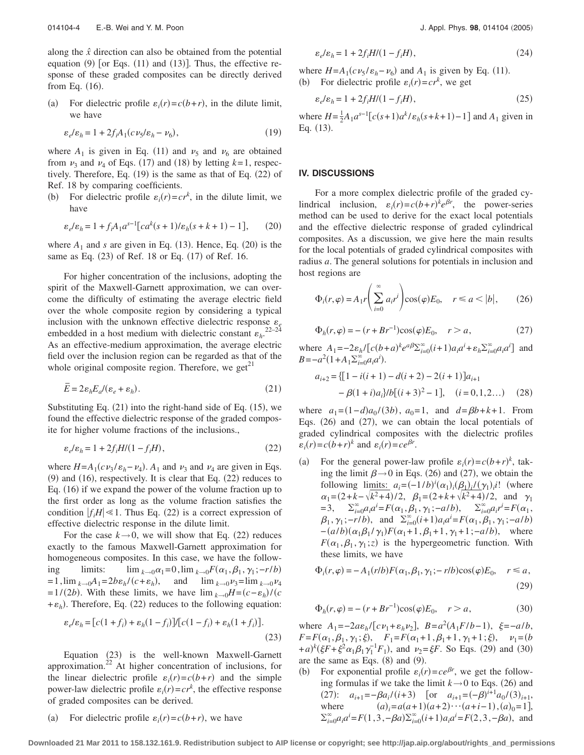along the $\hat{x}$ direction can also be obtained from the potential equation (9) [or Eqs. (11) and (13)]. Thus, the effective response of these graded composites can be directly derived from Eq. (16).

(a) For dielectric profile $\varepsilon_i(r)=c(b+r)$, in the dilute limit, we have

$$\varepsilon_e/\varepsilon_h = 1 + 2f_iA_1(c\nu_5/\varepsilon_h - \nu_6), \tag{19}$$

where $A_1$ is given in Eq. (11) and $\nu_5$ and $\nu_6$ are obtained from $\nu_3$ and $\nu_4$ of Eqs. (17) and (18) by letting $k=1$, respectively. Therefore, Eq. (19) is the same as that of Eq. (22) of Ref. 18 by comparing coefficients.

(b) For dielectric profile $\varepsilon_i(r)=cr^k$, in the dilute limit, we have

$$\varepsilon_e/\varepsilon_h = 1 + f_iA_1a^{s-1}[ca^k(s+1)/\varepsilon_h(s+k+1) - 1], \tag{20}$$

where $A_1$ and $s$ are given in Eq. (13). Hence, Eq. (20) is the same as Eq. (23) of Ref. 18 or Eq. (17) of Ref. 16.

For higher concentration of the inclusions, adopting the spirit of the Maxwell-Garnett approximation, we can overcome the difficulty of estimating the average electric field over the whole composite region by considering a typical inclusion with the unknown effective dielectric response $\varepsilon_e$ embedded in a host medium with dielectric constant $\varepsilon_h$.[22–24] As an effective-medium approximation, the average electric field over the inclusion region can be regarded as that of the whole original composite region. Therefore, we get[21]

$$\bar{E} = 2\varepsilon_hE_a/(\varepsilon_e + \varepsilon_h). \tag{21}$$

Substituting Eq. (21) into the right-hand side of Eq. (15), we found the effective dielectric response of the graded composite for higher volume fractions of the inclusions.,

$$\varepsilon_e/\varepsilon_h = 1 + 2f_iH/(1 - f_iH), \tag{22}$$

where $H=A_1(c\nu_3/\varepsilon_h-\nu_4)$. $A_1$ and $\nu_3$ and $\nu_4$ are given in Eqs. (9) and (16), respectively. It is clear that Eq. (22) reduces to Eq. (16) if we expand the power of the volume fraction up to the first order as long as the volume fraction satisfies the condition $|f_iH| \ll 1$. Thus Eq. (22) is a correct expression of effective dielectric response in the dilute limit.

For the case $k \to 0$, we will show that Eq. (22) reduces exactly to the famous Maxwell-Garnett approximation for homogeneous composites. In this case, we have the following limits: $\lim_{k\to 0}\alpha_1=0, \lim_{k\to 0}F(\alpha_1,\beta_1,\gamma_1;-r/b)=1, \lim_{k\to 0}A_1=2b\varepsilon_h/(c+\varepsilon_h)$, and $\lim_{k\to 0}\nu_3=\lim_{k\to 0}\nu_4=1/(2b)$. With these limits, we have $\lim_{k\to 0}H=(c-\varepsilon_h)/(c+\varepsilon_h)$. Therefore, Eq. (22) reduces to the following equation:

$$\varepsilon_e/\varepsilon_h = [c(1+f_i) + \varepsilon_h(1-f_i)]/[c(1-f_i) + \varepsilon_h(1+f_i)]. \tag{23}$$

Equation (23) is the well-known Maxwell-Garnett approximation.[22] At higher concentration of inclusions, for the linear dielectric profile $\varepsilon_i(r)=c(b+r)$ and the simple power-law dielectric profile $\varepsilon_i(r)=cr^k$, the effective response of graded composites can be derived.

(a) For dielectric profile $\varepsilon_i(r)=c(b+r)$, we have

$$\varepsilon_e/\varepsilon_h = 1 + 2f_iH/(1 - f_iH), \tag{24}$$

where $H=A_1(c\nu_5/\varepsilon_h-\nu_6)$ and $A_1$ is given by Eq. (11).

(b) For dielectric profile $\varepsilon_i(r)=cr^k$, we get

$$\varepsilon_e/\varepsilon_h = 1 + 2f_iH/(1 - f_iH), \tag{25}$$

where $H=\frac{1}{2}A_1a^{s-1}[c(s+1)a^k/\varepsilon_h(s+k+1)-1]$ and $A_1$ given in Eq. (13).

## IV. DISCUSSIONS

For a more complex dielectric profile of the graded cylindrical inclusion, $\varepsilon_i(r)=c(b+r)^ke^{\beta r}$, the power-series method can be used to derive for the exact local potentials and the effective dielectric response of graded cylindrical composites. As a discussion, we give here the main results for the local potentials of graded cylindrical composites with radius $a$. The general solutions for potentials in inclusion and host regions are

$$\Phi_i(r,\varphi) = A_1r\left(\sum_{i=0}^{\infty}a_ir^i\right)\cos(\varphi)E_0, \quad r \le a < |b|, \tag{26}$$

$$\Phi_h(r,\varphi) = -(r + Br^{-1})\cos(\varphi)E_0, \quad r > a, \tag{27}$$

where $A_1=-2\varepsilon_h/[c(b+a)^ke^{a\beta}\sum_{i=0}^{\infty}(i+1)a_ia^i+\varepsilon_h\sum_{i=0}^{\infty}a_ia^i]$ and $B=-a^2(1+A_1\sum_{i=0}^{\infty}a_ia^i)$.

$$a_{i+2} = \{[1 - i(i+1) - d(i+2) - 2(i+1)]a_{i+1} - \beta(1+i)a_i\}/b[(i+3)^2 - 1], \quad (i=0,1,2\ldots) \tag{28}$$

where $a_1=(1-d)a_0/(3b)$, $a_0=1$, and $d=\beta b+k+1$. From Eqs. (26) and (27), we can obtain the local potentials of graded cylindrical composites with the dielectric profiles $\varepsilon_i(r)=c(b+r)^k$ and $\varepsilon_i(r)=ce^{\beta r}$.

(a) For the general power-law profile $\varepsilon_i(r)=c(b+r)^k$, taking the limit $\beta\to 0$ in Eqs. (26) and (27), we obtain the following limits: $a_i=(-1/b)^i(\alpha_1)_i(\beta_1)_i/(\gamma_1)_ii!$ (where $\alpha_1=(2+k-\sqrt{k^2+4})/2$, $\beta_1=(2+k+\sqrt{k^2+4})/2$, and $\gamma_1=3$, $\sum_{i=0}^{\infty}a_ia^i=F(\alpha_1,\beta_1,\gamma_1;-a/b)$, $\sum_{i=0}^{\infty}a_ir^i=F(\alpha_1,\beta_1,\gamma_1;-r/b)$, and $\sum_{i=0}^{\infty}(i+1)a_ia^i=F(\alpha_1,\beta_1,\gamma_1;-a/b)-(a/b)(\alpha_1\beta_1/\gamma_1)F(\alpha_1+1,\beta_1+1,\gamma_1+1;-a/b)$, where $F(\alpha_1,\beta_1,\gamma_1;z)$ is the hypergeometric function. With these limits, we have

$$\Phi_i(r,\varphi) = -A_1(r/b)F(\alpha_1,\beta_1,\gamma_1;-r/b)\cos(\varphi)E_0, \quad r \le a, \tag{29}$$

$$\Phi_h(r,\varphi) = -(r + Br^{-1})\cos(\varphi)E_0, \quad r > a, \tag{30}$$

where $A_1=-2a\varepsilon_h/[c\nu_1+\varepsilon_h\nu_2]$, $B=a^2(A_1F/b-1)$, $\xi=-a/b$, $F=F(\alpha_1,\beta_1,\gamma_1;\xi)$, $F_1=F(\alpha_1+1,\beta_1+1,\gamma_1+1;\xi)$, $\nu_1=(b+a)^k(\xi F+\xi^2\alpha_1\beta_1\gamma_1^{-1}F_1)$, and $\nu_2=\xi F$. So Eqs. (29) and (30) are the same as Eqs. (8) and (9).

(b) For exponential profile $\varepsilon_i(r)=ce^{\beta r}$, we get the following formulas if we take the limit $k\to 0$ to Eqs. (26) and (27): $a_{i+1}=-\beta a_i/(i+3)$ [or $a_{i+1}=(-\beta)^{i+1}a_0/(3)_{i+1}$, where $(a)_i=a(a+1)(a+2)\cdots(a+i-1),(a)_0=1$], $\sum_{i=0}^{\infty}a_ia^i=F(1,3,-\beta a)\sum_{i=0}^{\infty}(i+1)a_ia^i=F(2,3,-\beta a)$, and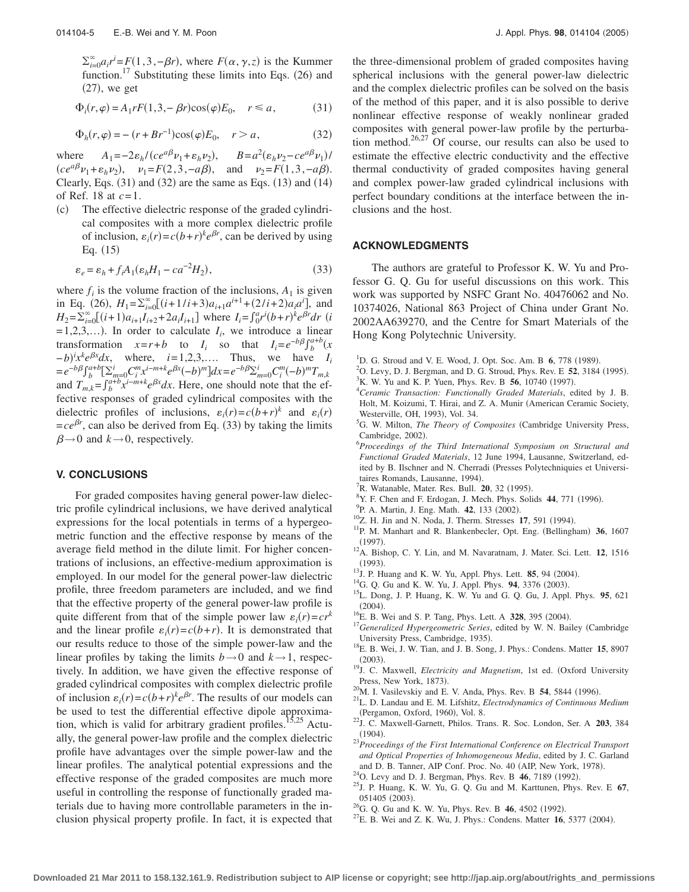$\Sigma_{i=0}^{\infty} a_i r^i = F(1,3,-\beta r)$, where $F(\alpha,\gamma,z)$ is the Kummer function.[17] Substituting these limits into Eqs. (26) and (27), we get

$$\Phi_i(r,\varphi) = A_1 r F(1,3,-\beta r)\cos(\varphi)E_0, \quad r \leq a, \tag{31}$$

$$\Phi_h(r,\varphi) = -(r + Br^{-1})\cos(\varphi)E_0, \quad r > a, \tag{32}$$

where $A_1 = -2\varepsilon_h/(ce^{a\beta}\nu_1 + \varepsilon_h\nu_2)$, $B = a^2(\varepsilon_h\nu_2 - ce^{a\beta}\nu_1)/(ce^{a\beta}\nu_1 + \varepsilon_h\nu_2)$, $\nu_1 = F(2,3,-a\beta)$, and $\nu_2 = F(1,3,-a\beta)$. Clearly, Eqs. (31) and (32) are the same as Eqs. (13) and (14) of Ref. 18 at $c=1$.

(c) The effective dielectric response of the graded cylindrical composites with a more complex dielectric profile of inclusion, $\varepsilon_i(r) = c(b+r)^k e^{\beta r}$, can be derived by using Eq. (15)

$$\varepsilon_e = \varepsilon_h + f_i A_1(\varepsilon_h H_1 - ca^{-2}H_2), \tag{33}$$

where $f_i$ is the volume fraction of the inclusions, $A_1$ is given in Eq. (26), $H_1 = \Sigma_{i=0}^{\infty}[(i+1/i+3)a_{i+1}a^{i+1} + (2/i+2)a_i a^i]$, and $H_2 = \Sigma_{i=0}^{\infty}[(i+1)a_{i+1}I_{i+2} + 2a_i I_{i+1}]$ where $I_i = \int_0^a r^i (b+r)^k e^{\beta r} dr$ ($i = 1,2,3,\ldots$). In order to calculate $I_i$, we introduce a linear transformation $x = r+b$ to $I_i$ so that $I_i = e^{-b\beta}\int_b^{a+b}(x-b)^i x^k e^{\beta x}dx$, where, $i=1,2,3,\ldots$. Thus, we have $I_i = e^{-b\beta}\int_b^{a+b}[\Sigma_{m=0}^{i} C_i^m x^{i-m+k} e^{\beta x}(-b)^m]dx = e^{-b\beta}\Sigma_{m=0}^{i} C_i^m (-b)^m T_{m,k}$ and $T_{m,k} = \int_b^{a+b} x^{i-m+k} e^{\beta x} dx$. Here, one should note that the effective responses of graded cylindrical composites with the dielectric profiles of inclusions, $\varepsilon_i(r) = c(b+r)^k$ and $\varepsilon_i(r) = ce^{\beta r}$, can also be derived from Eq. (33) by taking the limits $\beta \to 0$ and $k \to 0$, respectively.

## V. CONCLUSIONS

For graded composites having general power-law dielectric profile cylindrical inclusions, we have derived analytical expressions for the local potentials in terms of a hypergeometric function and the effective response by means of the average field method in the dilute limit. For higher concentrations of inclusions, an effective-medium approximation is employed. In our model for the general power-law dielectric profile, three freedom parameters are included, and we find that the effective property of the general power-law profile is quite different from that of the simple power law $\varepsilon_i(r) = cr^k$ and the linear profile $\varepsilon_i(r) = c(b+r)$. It is demonstrated that our results reduce to those of the simple power-law and the linear profiles by taking the limits $b \to 0$ and $k \to 1$, respectively. In addition, we have given the effective response of graded cylindrical composites with complex dielectric profile of inclusion $\varepsilon_i(r) = c(b+r)^k e^{\beta r}$. The results of our models can be used to test the differential effective dipole approximation, which is valid for arbitrary gradient profiles.[15,25] Actually, the general power-law profile and the complex dielectric profile have advantages over the simple power-law and the linear profiles. The analytical potential expressions and the effective response of the graded composites are much more useful in controlling the response of functionally graded materials due to having more controllable parameters in the inclusion physical property profile. In fact, it is expected that the three-dimensional problem of graded composites having spherical inclusions with the general power-law dielectric and the complex dielectric profiles can be solved on the basis of the method of this paper, and it is also possible to derive nonlinear effective response of weakly nonlinear graded composites with general power-law profile by the perturbation method.[26,27] Of course, our results can also be used to estimate the effective electric conductivity and the effective thermal conductivity of graded composites having general and complex power-law graded cylindrical inclusions with perfect boundary conditions at the interface between the inclusions and the host.

## ACKNOWLEDGMENTS

The authors are grateful to Professor K. W. Yu and Professor G. Q. Gu for useful discussions on this work. This work was supported by NSFC Grant No. 40476062 and No. 10374026, National 863 Project of China under Grant No. 2002AA639270, and the Centre for Smart Materials of the Hong Kong Polytechnic University.

1. D. G. Stroud and V. E. Wood, J. Opt. Soc. Am. B **6**, 778 (1989).
2. O. Levy, D. J. Bergman, and D. G. Stroud, Phys. Rev. E **52**, 3184 (1995).
3. K. W. Yu and K. P. Yuen, Phys. Rev. B **56**, 10740 (1997).
4. *Ceramic Transaction: Functionally Graded Materials*, edited by J. B. Holt, M. Koizumi, T. Hirai, and Z. A. Munir (American Ceramic Society, Westerville, OH, 1993), Vol. 34.
5. G. W. Milton, *The Theory of Composites* (Cambridge University Press, Cambridge, 2002).
6. *Proceedings of the Third International Symposium on Structural and Functional Graded Materials*, 12 June 1994, Lausanne, Switzerland, edited by B. Ilschner and N. Cherradi (Presses Polytechniques et Universitaires Romands, Lausanne, 1994).
7. R. Watanable, Mater. Res. Bull. **20**, 32 (1995).
8. Y. F. Chen and F. Erdogan, J. Mech. Phys. Solids **44**, 771 (1996).
9. P. A. Martin, J. Eng. Math. **42**, 133 (2002).
10. Z. H. Jin and N. Noda, J. Therm. Stresses **17**, 591 (1994).
11. P. M. Manhart and R. Blankenbecler, Opt. Eng. (Bellingham) **36**, 1607 (1997).
12. A. Bishop, C. Y. Lin, and M. Navaratnam, J. Mater. Sci. Lett. **12**, 1516 (1993).
13. J. P. Huang and K. W. Yu, Appl. Phys. Lett. **85**, 94 (2004).
14. G. Q. Gu and K. W. Yu, J. Appl. Phys. **94**, 3376 (2003).
15. L. Dong, J. P. Huang, K. W. Yu and G. Q. Gu, J. Appl. Phys. **95**, 621 (2004).
16. E. B. Wei and S. P. Tang, Phys. Lett. A **328**, 395 (2004).
17. *Generalized Hypergeometric Series*, edited by W. N. Bailey (Cambridge University Press, Cambridge, 1935).
18. E. B. Wei, J. W. Tian, and J. B. Song, J. Phys.: Condens. Matter **15**, 8907 (2003).
19. J. C. Maxwell, *Electricity and Magnetism*, 1st ed. (Oxford University Press, New York, 1873).
20. M. I. Vasilevskiy and E. V. Anda, Phys. Rev. B **54**, 5844 (1996).
21. L. D. Landau and E. M. Lifshitz, *Electrodynamics of Continuous Medium* (Pergamon, Oxford, 1960), Vol. 8.
22. J. C. Maxwell-Garnett, Philos. Trans. R. Soc. London, Ser. A **203**, 384 (1904).
23. *Proceedings of the First International Conference on Electrical Transport and Optical Properties of Inhomogeneous Media*, edited by J. C. Garland and D. B. Tanner, AIP Conf. Proc. No. 40 (AIP, New York, 1978).
24. O. Levy and D. J. Bergman, Phys. Rev. B **46**, 7189 (1992).
25. J. P. Huang, K. W. Yu, G. Q. Gu and M. Karttunen, Phys. Rev. E **67**, 051405 (2003).
26. G. Q. Gu and K. W. Yu, Phys. Rev. B **46**, 4502 (1992).
27. E. B. Wei and Z. K. Wu, J. Phys.: Condens. Matter **16**, 5377 (2004).